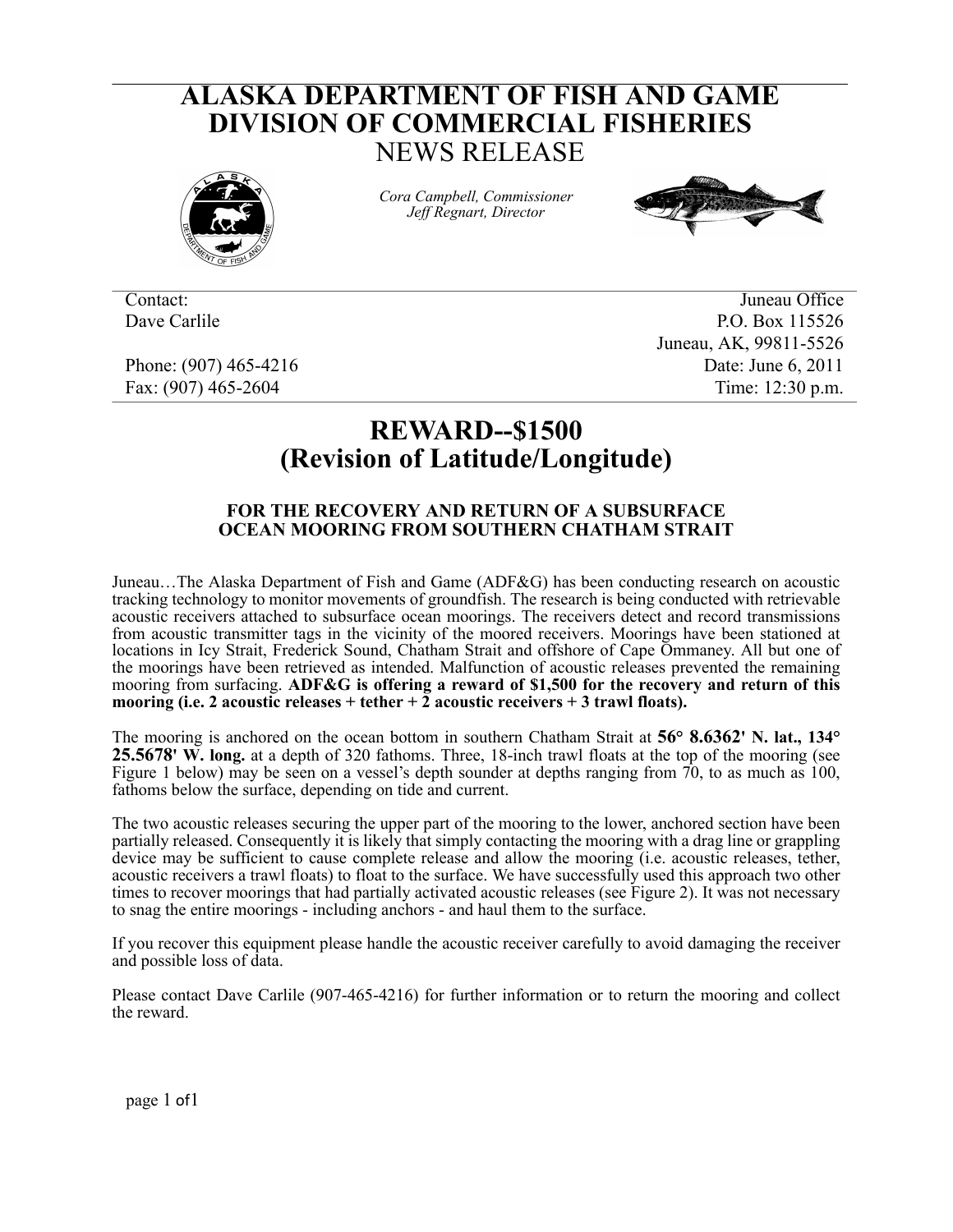# ALASKA DEPARTMENT OF FISH AND GAME
# DIVISION OF COMMERCIAL FISHERIES
## NEWS RELEASE

*Cora Campbell, Commissioner*
*Jeff Regnart, Director*

Contact:
Dave Carlile

Phone: (907) 465-4216
Fax: (907) 465-2604

Juneau Office
P.O. Box 115526
Juneau, AK, 99811-5526
Date: June 6, 2011
Time: 12:30 p.m.

# REWARD--$1500
# (Revision of Latitude/Longitude)

### FOR THE RECOVERY AND RETURN OF A SUBSURFACE OCEAN MOORING FROM SOUTHERN CHATHAM STRAIT

Juneau…The Alaska Department of Fish and Game (ADF&G) has been conducting research on acoustic tracking technology to monitor movements of groundfish. The research is being conducted with retrievable acoustic receivers attached to subsurface ocean moorings. The receivers detect and record transmissions from acoustic transmitter tags in the vicinity of the moored receivers. Moorings have been stationed at locations in Icy Strait, Frederick Sound, Chatham Strait and offshore of Cape Ommaney. All but one of the moorings have been retrieved as intended. Malfunction of acoustic releases prevented the remaining mooring from surfacing. **ADF&G is offering a reward of $1,500 for the recovery and return of this mooring (i.e. 2 acoustic releases + tether + 2 acoustic receivers + 3 trawl floats).**

The mooring is anchored on the ocean bottom in southern Chatham Strait at **56° 8.6362' N. lat., 134° 25.5678' W. long.** at a depth of 320 fathoms. Three, 18-inch trawl floats at the top of the mooring (see Figure 1 below) may be seen on a vessel's depth sounder at depths ranging from 70, to as much as 100, fathoms below the surface, depending on tide and current.

The two acoustic releases securing the upper part of the mooring to the lower, anchored section have been partially released. Consequently it is likely that simply contacting the mooring with a drag line or grappling device may be sufficient to cause complete release and allow the mooring (i.e. acoustic releases, tether, acoustic receivers a trawl floats) to float to the surface. We have successfully used this approach two other times to recover moorings that had partially activated acoustic releases (see Figure 2). It was not necessary to snag the entire moorings - including anchors - and haul them to the surface.

If you recover this equipment please handle the acoustic receiver carefully to avoid damaging the receiver and possible loss of data.

Please contact Dave Carlile (907-465-4216) for further information or to return the mooring and collect the reward.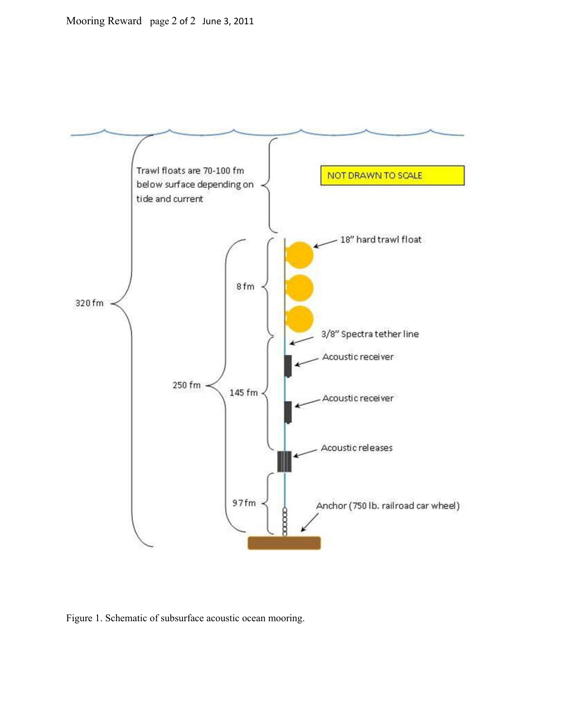Trawl floats are 70-100 fm below surface depending on tide and current

NOT DRAWN TO SCALE

18" hard trawl float

320 fm

250 fm

8 fm

3/8" Spectra tether line

Acoustic receiver

145 fm

Acoustic receiver

Acoustic releases

97 fm

Anchor (750 lb. railroad car wheel)

Figure 1. Schematic of subsurface acoustic ocean mooring.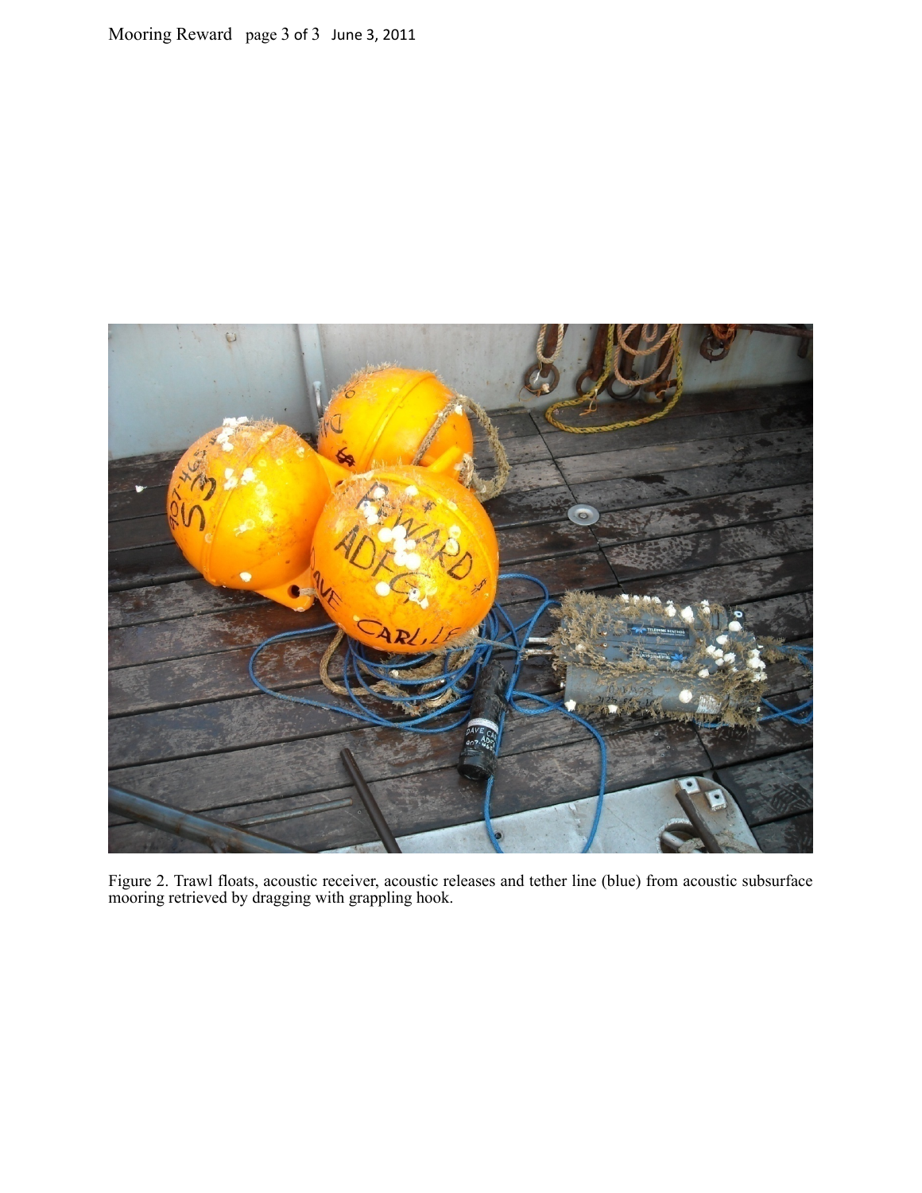Figure 2. Trawl floats, acoustic receiver, acoustic releases and tether line (blue) from acoustic subsurface mooring retrieved by dragging with grappling hook.